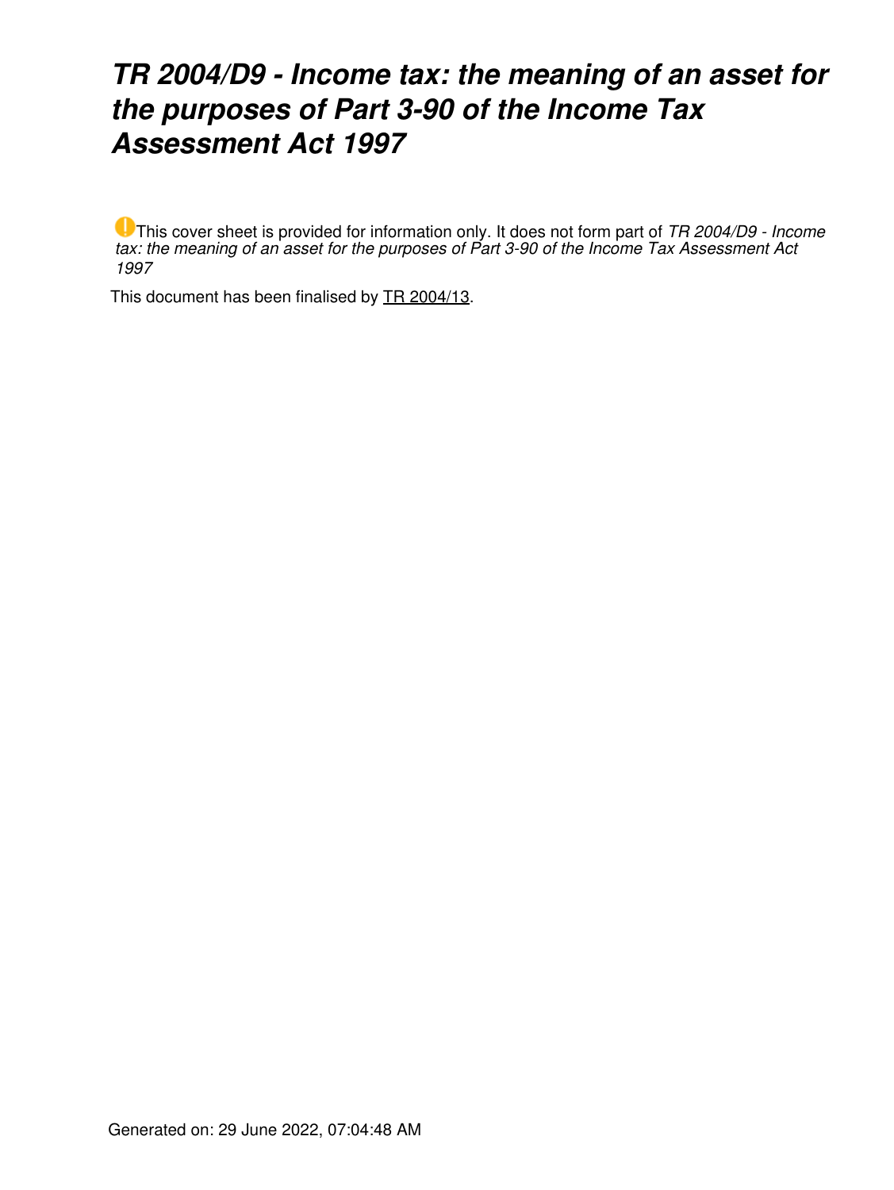# *TR 2004/D9 - Income tax: the meaning of an asset for the purposes of Part 3-90 of the Income Tax Assessment Act 1997*

This cover sheet is provided for information only. It does not form part of *TR 2004/D9 - Income tax: the meaning of an asset for the purposes of Part 3-90 of the Income Tax Assessment Act 1997*

This document has been finalised by TR 2004/13.

Generated on: 29 June 2022, 07:04:48 AM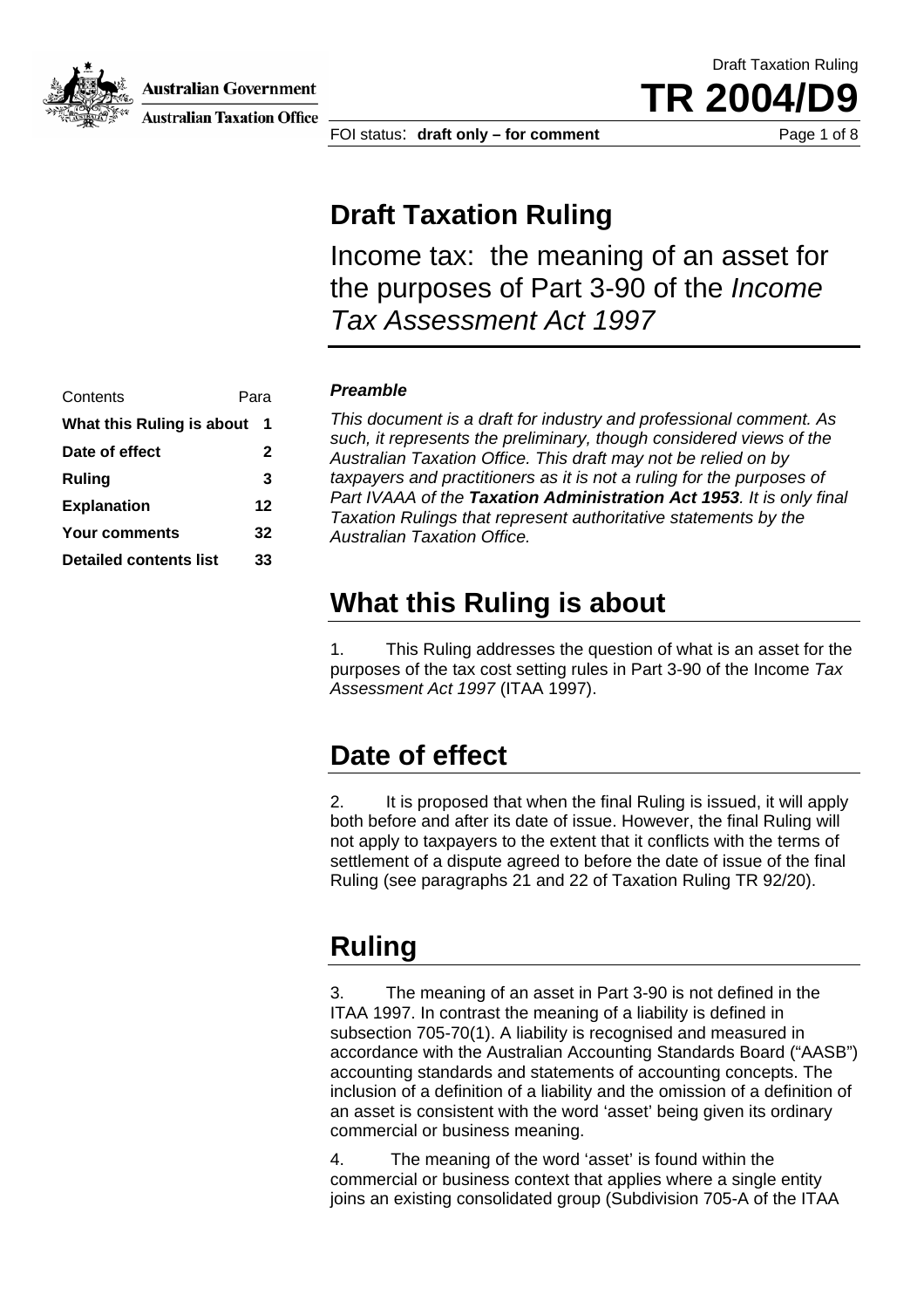# Draft Taxation Ruling

Income tax: the meaning of an asset for the purposes of Part 3-90 of the *Income Tax Assessment Act 1997*

| Contents | Para |
| --- | --- |
| **What this Ruling is about** | **1** |
| **Date of effect** | **2** |
| **Ruling** | **3** |
| **Explanation** | **12** |
| **Your comments** | **32** |
| **Detailed contents list** | **33** |

***Preamble***

*This document is a draft for industry and professional comment. As such, it represents the preliminary, though considered views of the Australian Taxation Office. This draft may not be relied on by taxpayers and practitioners as it is not a ruling for the purposes of Part IVAAA of the **Taxation Administration Act 1953**. It is only final Taxation Rulings that represent authoritative statements by the Australian Taxation Office.*

## What this Ruling is about

1. This Ruling addresses the question of what is an asset for the purposes of the tax cost setting rules in Part 3-90 of the Income *Tax Assessment Act 1997* (ITAA 1997).

## Date of effect

2. It is proposed that when the final Ruling is issued, it will apply both before and after its date of issue. However, the final Ruling will not apply to taxpayers to the extent that it conflicts with the terms of settlement of a dispute agreed to before the date of issue of the final Ruling (see paragraphs 21 and 22 of Taxation Ruling TR 92/20).

## Ruling

3. The meaning of an asset in Part 3-90 is not defined in the ITAA 1997. In contrast the meaning of a liability is defined in subsection 705-70(1). A liability is recognised and measured in accordance with the Australian Accounting Standards Board ("AASB") accounting standards and statements of accounting concepts. The inclusion of a definition of a liability and the omission of a definition of an asset is consistent with the word 'asset' being given its ordinary commercial or business meaning.

4. The meaning of the word 'asset' is found within the commercial or business context that applies where a single entity joins an existing consolidated group (Subdivision 705-A of the ITAA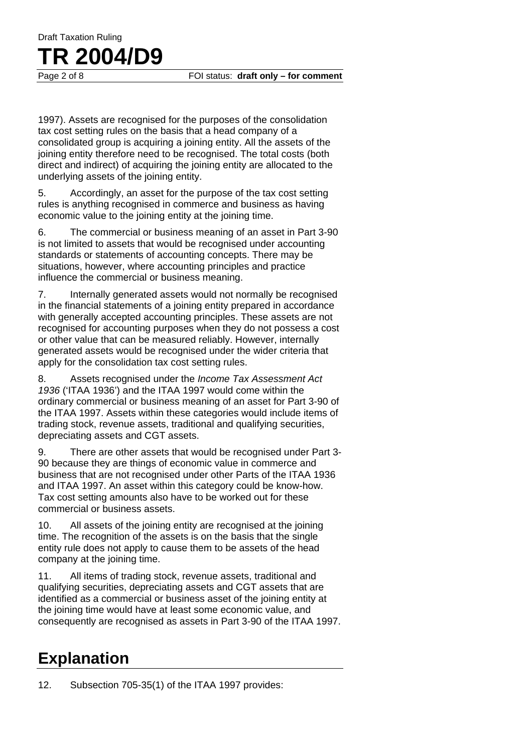1997). Assets are recognised for the purposes of the consolidation tax cost setting rules on the basis that a head company of a consolidated group is acquiring a joining entity. All the assets of the joining entity therefore need to be recognised. The total costs (both direct and indirect) of acquiring the joining entity are allocated to the underlying assets of the joining entity.

5. Accordingly, an asset for the purpose of the tax cost setting rules is anything recognised in commerce and business as having economic value to the joining entity at the joining time.

6. The commercial or business meaning of an asset in Part 3-90 is not limited to assets that would be recognised under accounting standards or statements of accounting concepts. There may be situations, however, where accounting principles and practice influence the commercial or business meaning.

7. Internally generated assets would not normally be recognised in the financial statements of a joining entity prepared in accordance with generally accepted accounting principles. These assets are not recognised for accounting purposes when they do not possess a cost or other value that can be measured reliably. However, internally generated assets would be recognised under the wider criteria that apply for the consolidation tax cost setting rules.

8. Assets recognised under the *Income Tax Assessment Act 1936* ('ITAA 1936') and the ITAA 1997 would come within the ordinary commercial or business meaning of an asset for Part 3-90 of the ITAA 1997. Assets within these categories would include items of trading stock, revenue assets, traditional and qualifying securities, depreciating assets and CGT assets.

9. There are other assets that would be recognised under Part 3-90 because they are things of economic value in commerce and business that are not recognised under other Parts of the ITAA 1936 and ITAA 1997. An asset within this category could be know-how. Tax cost setting amounts also have to be worked out for these commercial or business assets.

10. All assets of the joining entity are recognised at the joining time. The recognition of the assets is on the basis that the single entity rule does not apply to cause them to be assets of the head company at the joining time.

11. All items of trading stock, revenue assets, traditional and qualifying securities, depreciating assets and CGT assets that are identified as a commercial or business asset of the joining entity at the joining time would have at least some economic value, and consequently are recognised as assets in Part 3-90 of the ITAA 1997.

## Explanation

12. Subsection 705-35(1) of the ITAA 1997 provides: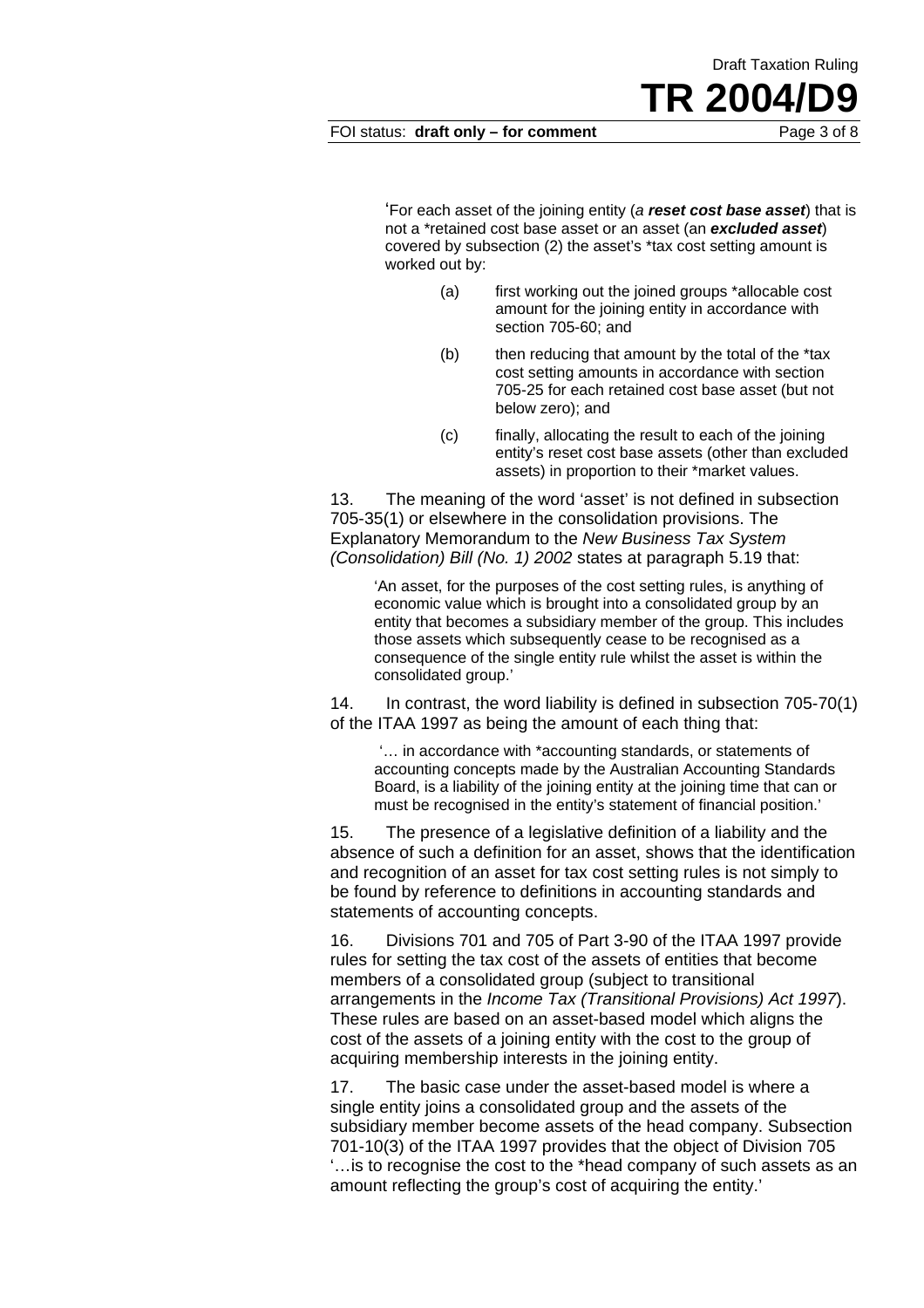> 'For each asset of the joining entity (*a **reset cost base asset***) that is not a *retained cost base asset or an asset (an ***excluded asset***) covered by subsection (2) the asset's *tax cost setting amount is worked out by:
>
> (a) first working out the joined groups *allocable cost amount for the joining entity in accordance with section 705-60; and
>
> (b) then reducing that amount by the total of the *tax cost setting amounts in accordance with section 705-25 for each retained cost base asset (but not below zero); and
>
> (c) finally, allocating the result to each of the joining entity's reset cost base assets (other than excluded assets) in proportion to their *market values.

13. The meaning of the word 'asset' is not defined in subsection 705-35(1) or elsewhere in the consolidation provisions. The Explanatory Memorandum to the *New Business Tax System (Consolidation) Bill (No. 1) 2002* states at paragraph 5.19 that:

> 'An asset, for the purposes of the cost setting rules, is anything of economic value which is brought into a consolidated group by an entity that becomes a subsidiary member of the group. This includes those assets which subsequently cease to be recognised as a consequence of the single entity rule whilst the asset is within the consolidated group.'

14. In contrast, the word liability is defined in subsection 705-70(1) of the ITAA 1997 as being the amount of each thing that:

> '… in accordance with *accounting standards, or statements of accounting concepts made by the Australian Accounting Standards Board, is a liability of the joining entity at the joining time that can or must be recognised in the entity's statement of financial position.'

15. The presence of a legislative definition of a liability and the absence of such a definition for an asset, shows that the identification and recognition of an asset for tax cost setting rules is not simply to be found by reference to definitions in accounting standards and statements of accounting concepts.

16. Divisions 701 and 705 of Part 3-90 of the ITAA 1997 provide rules for setting the tax cost of the assets of entities that become members of a consolidated group (subject to transitional arrangements in the *Income Tax (Transitional Provisions) Act 1997*). These rules are based on an asset-based model which aligns the cost of the assets of a joining entity with the cost to the group of acquiring membership interests in the joining entity.

17. The basic case under the asset-based model is where a single entity joins a consolidated group and the assets of the subsidiary member become assets of the head company. Subsection 701-10(3) of the ITAA 1997 provides that the object of Division 705 '…is to recognise the cost to the *head company of such assets as an amount reflecting the group's cost of acquiring the entity.'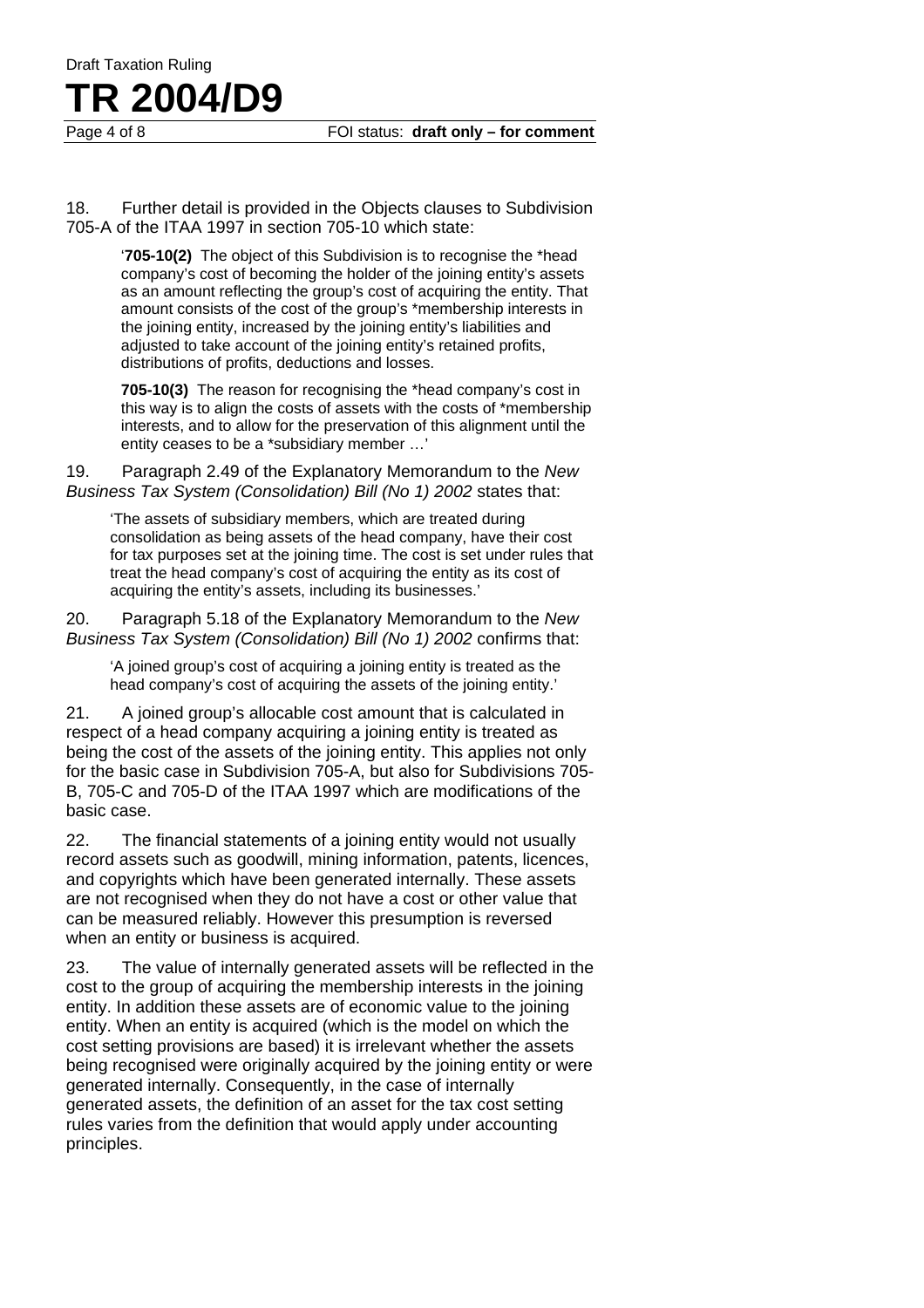18. Further detail is provided in the Objects clauses to Subdivision 705-A of the ITAA 1997 in section 705-10 which state:

> '**705-10(2)** The object of this Subdivision is to recognise the *head company's cost of becoming the holder of the joining entity's assets as an amount reflecting the group's cost of acquiring the entity. That amount consists of the cost of the group's *membership interests in the joining entity, increased by the joining entity's liabilities and adjusted to take account of the joining entity's retained profits, distributions of profits, deductions and losses.
>
> **705-10(3)** The reason for recognising the *head company's cost in this way is to align the costs of assets with the costs of *membership interests, and to allow for the preservation of this alignment until the entity ceases to be a *subsidiary member …'

19. Paragraph 2.49 of the Explanatory Memorandum to the *New Business Tax System (Consolidation) Bill (No 1) 2002* states that:

> 'The assets of subsidiary members, which are treated during consolidation as being assets of the head company, have their cost for tax purposes set at the joining time. The cost is set under rules that treat the head company's cost of acquiring the entity as its cost of acquiring the entity's assets, including its businesses.'

20. Paragraph 5.18 of the Explanatory Memorandum to the *New Business Tax System (Consolidation) Bill (No 1) 2002* confirms that:

> 'A joined group's cost of acquiring a joining entity is treated as the head company's cost of acquiring the assets of the joining entity.'

21. A joined group's allocable cost amount that is calculated in respect of a head company acquiring a joining entity is treated as being the cost of the assets of the joining entity. This applies not only for the basic case in Subdivision 705-A, but also for Subdivisions 705-B, 705-C and 705-D of the ITAA 1997 which are modifications of the basic case.

22. The financial statements of a joining entity would not usually record assets such as goodwill, mining information, patents, licences, and copyrights which have been generated internally. These assets are not recognised when they do not have a cost or other value that can be measured reliably. However this presumption is reversed when an entity or business is acquired.

23. The value of internally generated assets will be reflected in the cost to the group of acquiring the membership interests in the joining entity. In addition these assets are of economic value to the joining entity. When an entity is acquired (which is the model on which the cost setting provisions are based) it is irrelevant whether the assets being recognised were originally acquired by the joining entity or were generated internally. Consequently, in the case of internally generated assets, the definition of an asset for the tax cost setting rules varies from the definition that would apply under accounting principles.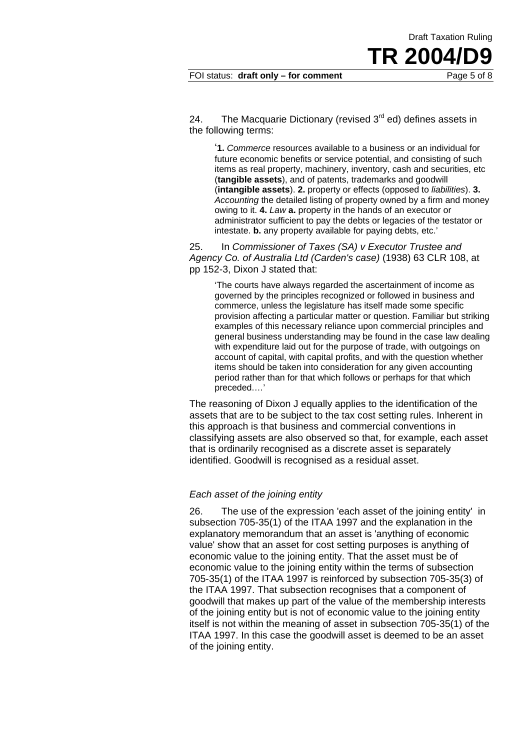24. The Macquarie Dictionary (revised 3rd ed) defines assets in the following terms:

> '**1.** *Commerce* resources available to a business or an individual for future economic benefits or service potential, and consisting of such items as real property, machinery, inventory, cash and securities, etc (**tangible assets**), and of patents, trademarks and goodwill (**intangible assets**). **2.** property or effects (opposed to *liabilities*). **3.** *Accounting* the detailed listing of property owned by a firm and money owing to it. **4.** *Law* **a.** property in the hands of an executor or administrator sufficient to pay the debts or legacies of the testator or intestate. **b.** any property available for paying debts, etc.'

25. In *Commissioner of Taxes (SA) v Executor Trustee and Agency Co. of Australia Ltd (Carden's case)* (1938) 63 CLR 108, at pp 152-3, Dixon J stated that:

> 'The courts have always regarded the ascertainment of income as governed by the principles recognized or followed in business and commerce, unless the legislature has itself made some specific provision affecting a particular matter or question. Familiar but striking examples of this necessary reliance upon commercial principles and general business understanding may be found in the case law dealing with expenditure laid out for the purpose of trade, with outgoings on account of capital, with capital profits, and with the question whether items should be taken into consideration for any given accounting period rather than for that which follows or perhaps for that which preceded….'

The reasoning of Dixon J equally applies to the identification of the assets that are to be subject to the tax cost setting rules. Inherent in this approach is that business and commercial conventions in classifying assets are also observed so that, for example, each asset that is ordinarily recognised as a discrete asset is separately identified. Goodwill is recognised as a residual asset.

### *Each asset of the joining entity*

26. The use of the expression 'each asset of the joining entity' in subsection 705-35(1) of the ITAA 1997 and the explanation in the explanatory memorandum that an asset is 'anything of economic value' show that an asset for cost setting purposes is anything of economic value to the joining entity. That the asset must be of economic value to the joining entity within the terms of subsection 705-35(1) of the ITAA 1997 is reinforced by subsection 705-35(3) of the ITAA 1997. That subsection recognises that a component of goodwill that makes up part of the value of the membership interests of the joining entity but is not of economic value to the joining entity itself is not within the meaning of asset in subsection 705-35(1) of the ITAA 1997. In this case the goodwill asset is deemed to be an asset of the joining entity.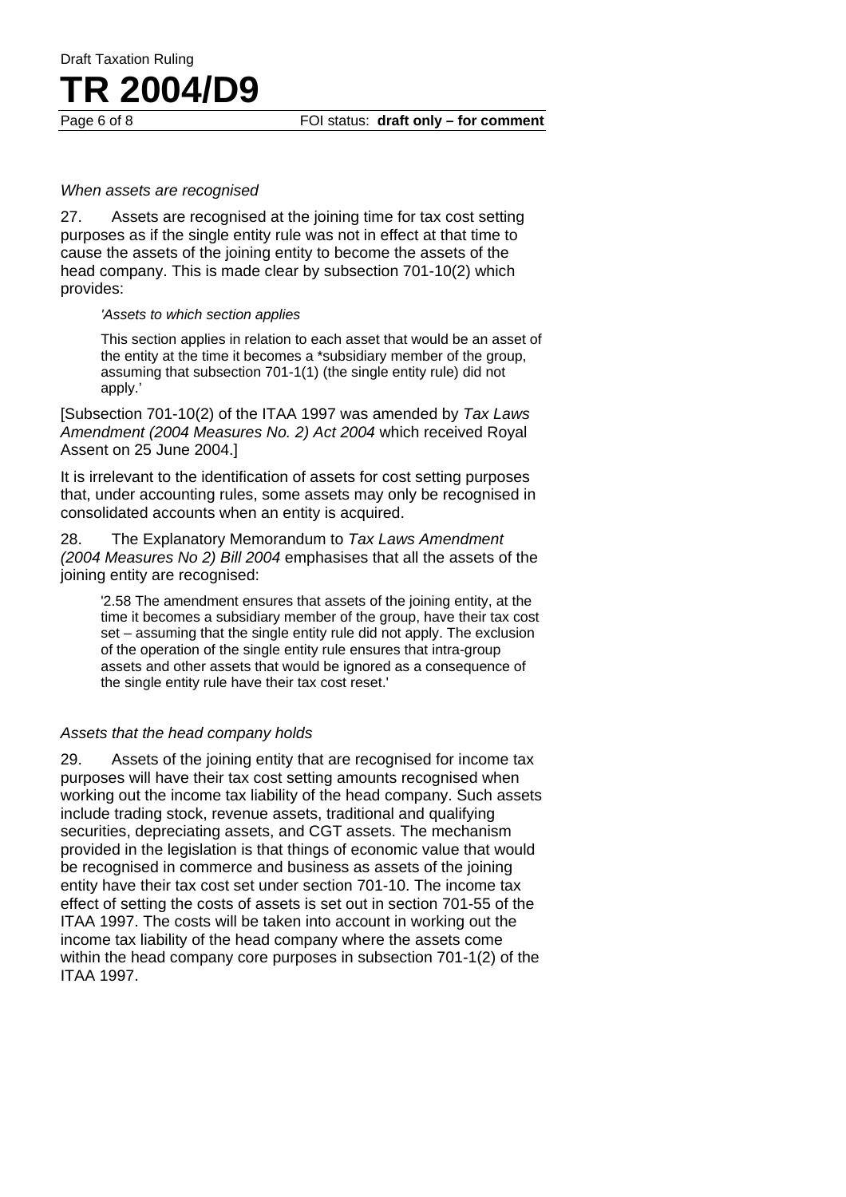*When assets are recognised*

27. Assets are recognised at the joining time for tax cost setting purposes as if the single entity rule was not in effect at that time to cause the assets of the joining entity to become the assets of the head company. This is made clear by subsection 701-10(2) which provides:

> *'Assets to which section applies*
>
> This section applies in relation to each asset that would be an asset of the entity at the time it becomes a *subsidiary member of the group, assuming that subsection 701-1(1) (the single entity rule) did not apply.'

[Subsection 701-10(2) of the ITAA 1997 was amended by *Tax Laws Amendment (2004 Measures No. 2) Act 2004* which received Royal Assent on 25 June 2004.]

It is irrelevant to the identification of assets for cost setting purposes that, under accounting rules, some assets may only be recognised in consolidated accounts when an entity is acquired.

28. The Explanatory Memorandum to *Tax Laws Amendment (2004 Measures No 2) Bill 2004* emphasises that all the assets of the joining entity are recognised:

> '2.58 The amendment ensures that assets of the joining entity, at the time it becomes a subsidiary member of the group, have their tax cost set – assuming that the single entity rule did not apply. The exclusion of the operation of the single entity rule ensures that intra-group assets and other assets that would be ignored as a consequence of the single entity rule have their tax cost reset.'

*Assets that the head company holds*

29. Assets of the joining entity that are recognised for income tax purposes will have their tax cost setting amounts recognised when working out the income tax liability of the head company. Such assets include trading stock, revenue assets, traditional and qualifying securities, depreciating assets, and CGT assets. The mechanism provided in the legislation is that things of economic value that would be recognised in commerce and business as assets of the joining entity have their tax cost set under section 701-10. The income tax effect of setting the costs of assets is set out in section 701-55 of the ITAA 1997. The costs will be taken into account in working out the income tax liability of the head company where the assets come within the head company core purposes in subsection 701-1(2) of the ITAA 1997.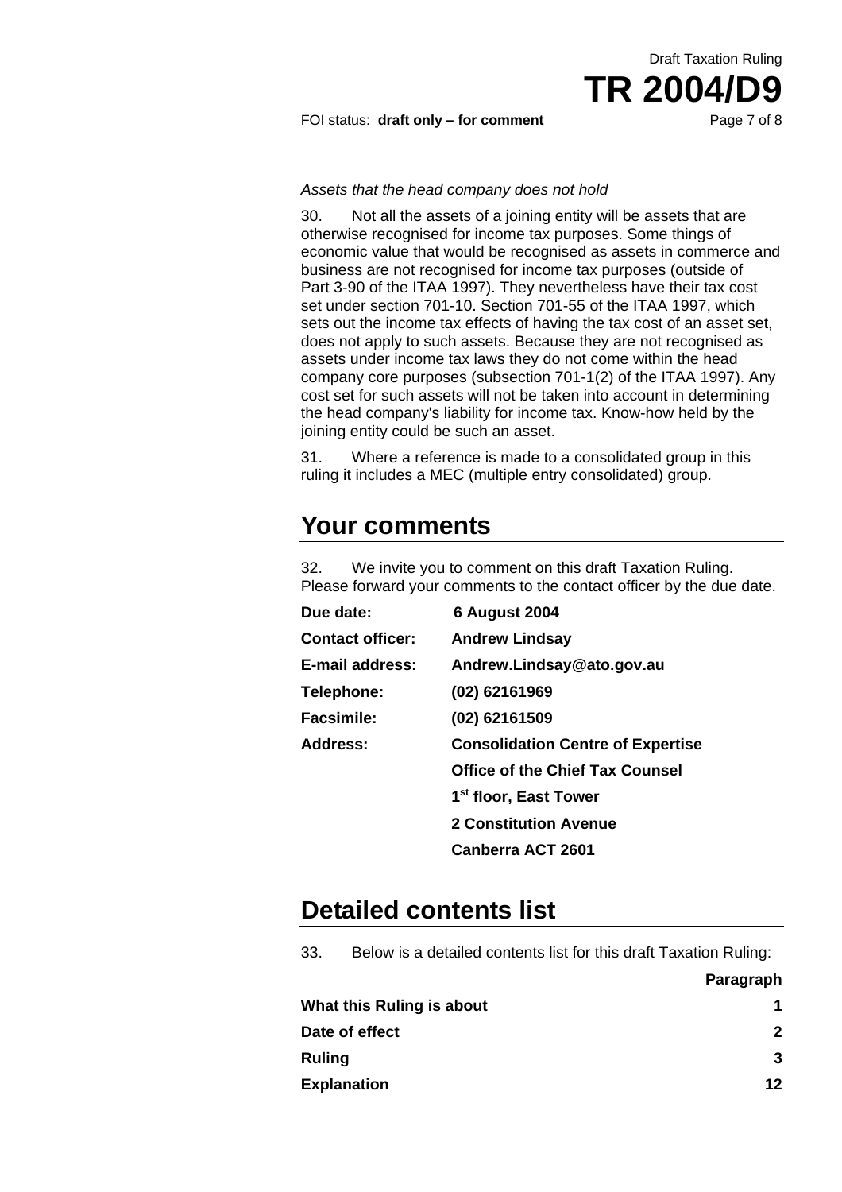*Assets that the head company does not hold*

30. Not all the assets of a joining entity will be assets that are otherwise recognised for income tax purposes. Some things of economic value that would be recognised as assets in commerce and business are not recognised for income tax purposes (outside of Part 3-90 of the ITAA 1997). They nevertheless have their tax cost set under section 701-10. Section 701-55 of the ITAA 1997, which sets out the income tax effects of having the tax cost of an asset set, does not apply to such assets. Because they are not recognised as assets under income tax laws they do not come within the head company core purposes (subsection 701-1(2) of the ITAA 1997). Any cost set for such assets will not be taken into account in determining the head company's liability for income tax. Know-how held by the joining entity could be such an asset.

31. Where a reference is made to a consolidated group in this ruling it includes a MEC (multiple entry consolidated) group.

## Your comments

32. We invite you to comment on this draft Taxation Ruling. Please forward your comments to the contact officer by the due date.

| | |
|---|---|
| **Due date:** | **6 August 2004** |
| **Contact officer:** | **Andrew Lindsay** |
| **E-mail address:** | **Andrew.Lindsay@ato.gov.au** |
| **Telephone:** | **(02) 62161969** |
| **Facsimile:** | **(02) 62161509** |
| **Address:** | **Consolidation Centre of Expertise** |
| | **Office of the Chief Tax Counsel** |
| | **1st floor, East Tower** |
| | **2 Constitution Avenue** |
| | **Canberra ACT 2601** |

## Detailed contents list

33. Below is a detailed contents list for this draft Taxation Ruling:

| | **Paragraph** |
|---|---|
| **What this Ruling is about** | **1** |
| **Date of effect** | **2** |
| **Ruling** | **3** |
| **Explanation** | **12** |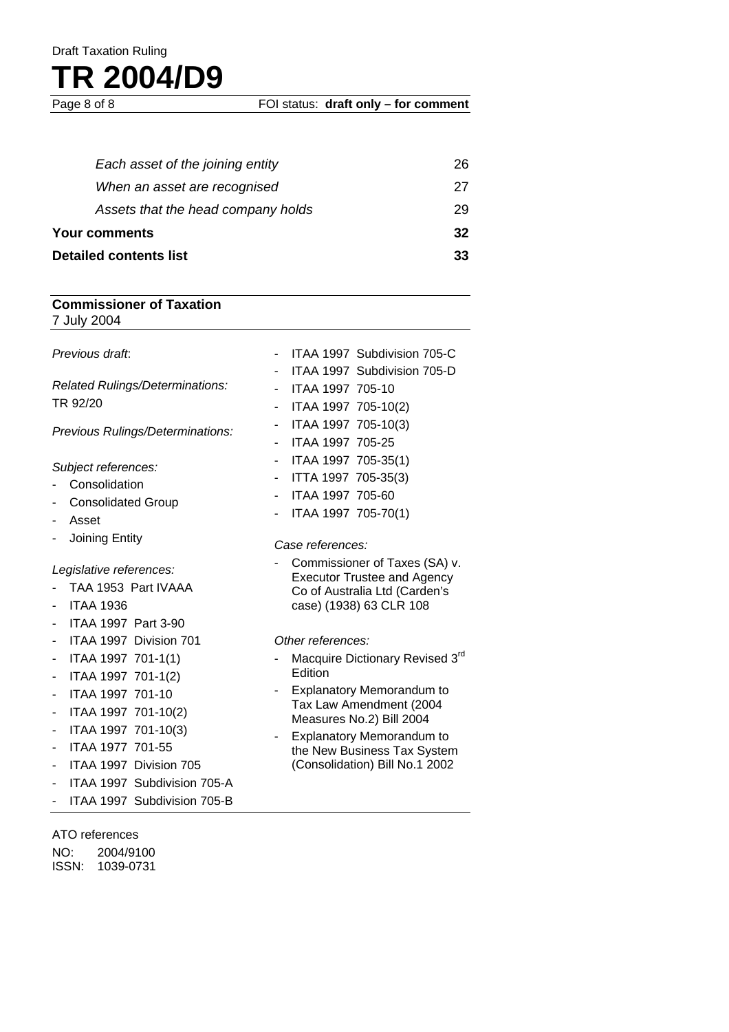| | |
|---|---|
| *Each asset of the joining entity* | 26 |
| *When an asset are recognised* | 27 |
| *Assets that the head company holds* | 29 |
| **Your comments** | **32** |
| **Detailed contents list** | **33** |

**Commissioner of Taxation**
7 July 2004

*Previous draft*:

*Related Rulings/Determinations:*
TR 92/20

*Previous Rulings/Determinations:*

*Subject references:*
- Consolidation
- Consolidated Group
- Asset
- Joining Entity

*Legislative references:*
- TAA 1953 Part IVAAA
- ITAA 1936
- ITAA 1997 Part 3-90
- ITAA 1997 Division 701
- ITAA 1997 701-1(1)
- ITAA 1997 701-1(2)
- ITAA 1997 701-10
- ITAA 1997 701-10(2)
- ITAA 1997 701-10(3)
- ITAA 1977 701-55
- ITAA 1997 Division 705
- ITAA 1997 Subdivision 705-A
- ITAA 1997 Subdivision 705-B
- ITAA 1997 Subdivision 705-C
- ITAA 1997 Subdivision 705-D
- ITAA 1997 705-10
- ITAA 1997 705-10(2)
- ITAA 1997 705-10(3)
- ITAA 1997 705-25
- ITAA 1997 705-35(1)
- ITTA 1997 705-35(3)
- ITAA 1997 705-60
- ITAA 1997 705-70(1)

*Case references:*
- Commissioner of Taxes (SA) v. Executor Trustee and Agency Co of Australia Ltd (Carden's case) (1938) 63 CLR 108

*Other references:*
- Macquire Dictionary Revised 3rd Edition
- Explanatory Memorandum to Tax Law Amendment (2004 Measures No.2) Bill 2004
- Explanatory Memorandum to the New Business Tax System (Consolidation) Bill No.1 2002

ATO references
NO: 2004/9100
ISSN: 1039-0731